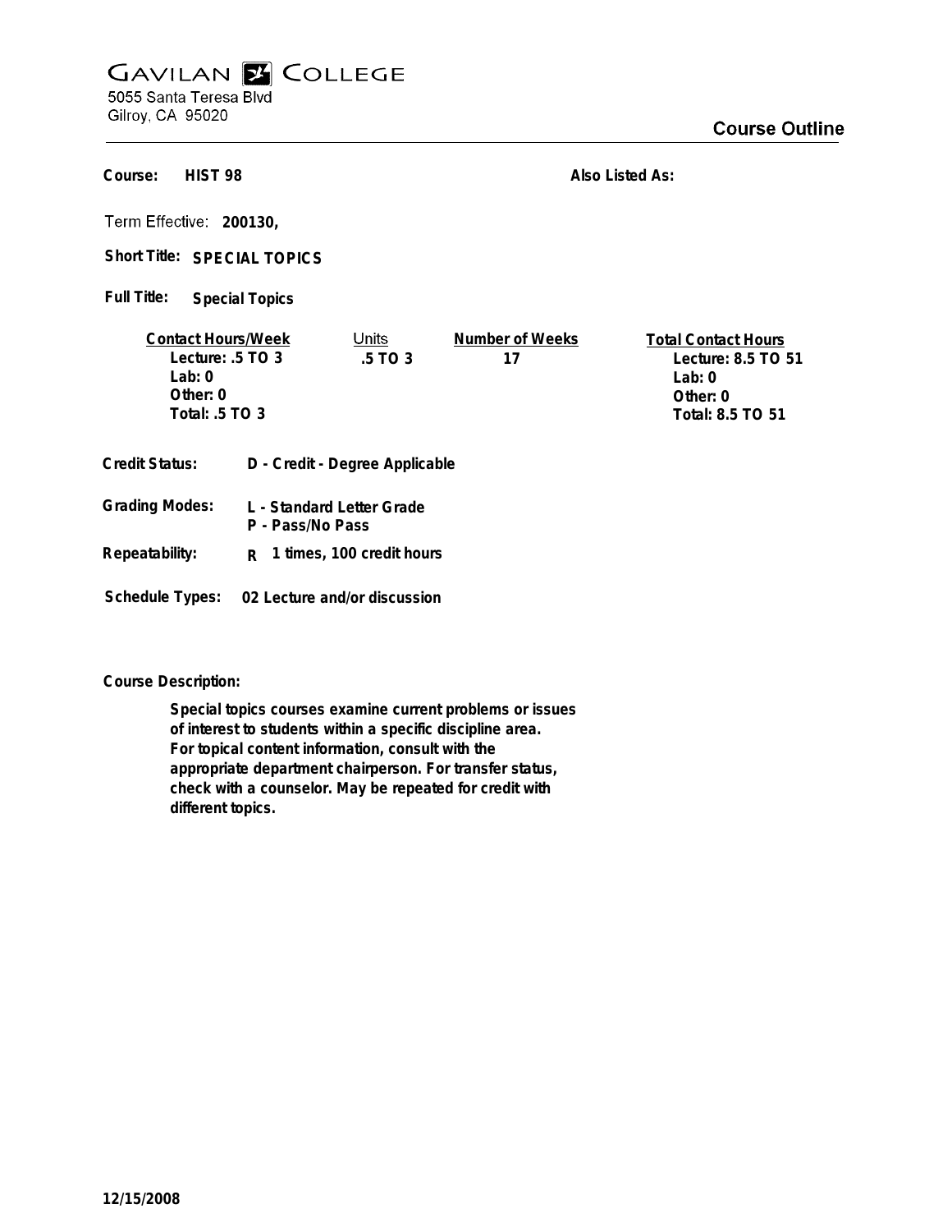# GAVILAN COLLEGE

5055 Santa Teresa Blvd
Gilroy, CA 95020

## Course Outline

**Course:** HIST 98

**Also Listed As:**

**Term Effective:** 200130,

**Short Title:** SPECIAL TOPICS

**Full Title:** Special Topics

| Contact Hours/Week | Units | Number of Weeks | Total Contact Hours |
|---|---|---|---|
| Lecture: .5 TO 3 | .5 TO 3 | 17 | Lecture: 8.5 TO 51 |
| Lab: 0 | | | Lab: 0 |
| Other: 0 | | | Other: 0 |
| Total: .5 TO 3 | | | Total: 8.5 TO 51 |

**Credit Status:** D - Credit - Degree Applicable

**Grading Modes:** L - Standard Letter Grade
P - Pass/No Pass

**Repeatability:** R 1 times, 100 credit hours

**Schedule Types:** 02 Lecture and/or discussion

**Course Description:**

Special topics courses examine current problems or issues of interest to students within a specific discipline area. For topical content information, consult with the appropriate department chairperson. For transfer status, check with a counselor. May be repeated for credit with different topics.

12/15/2008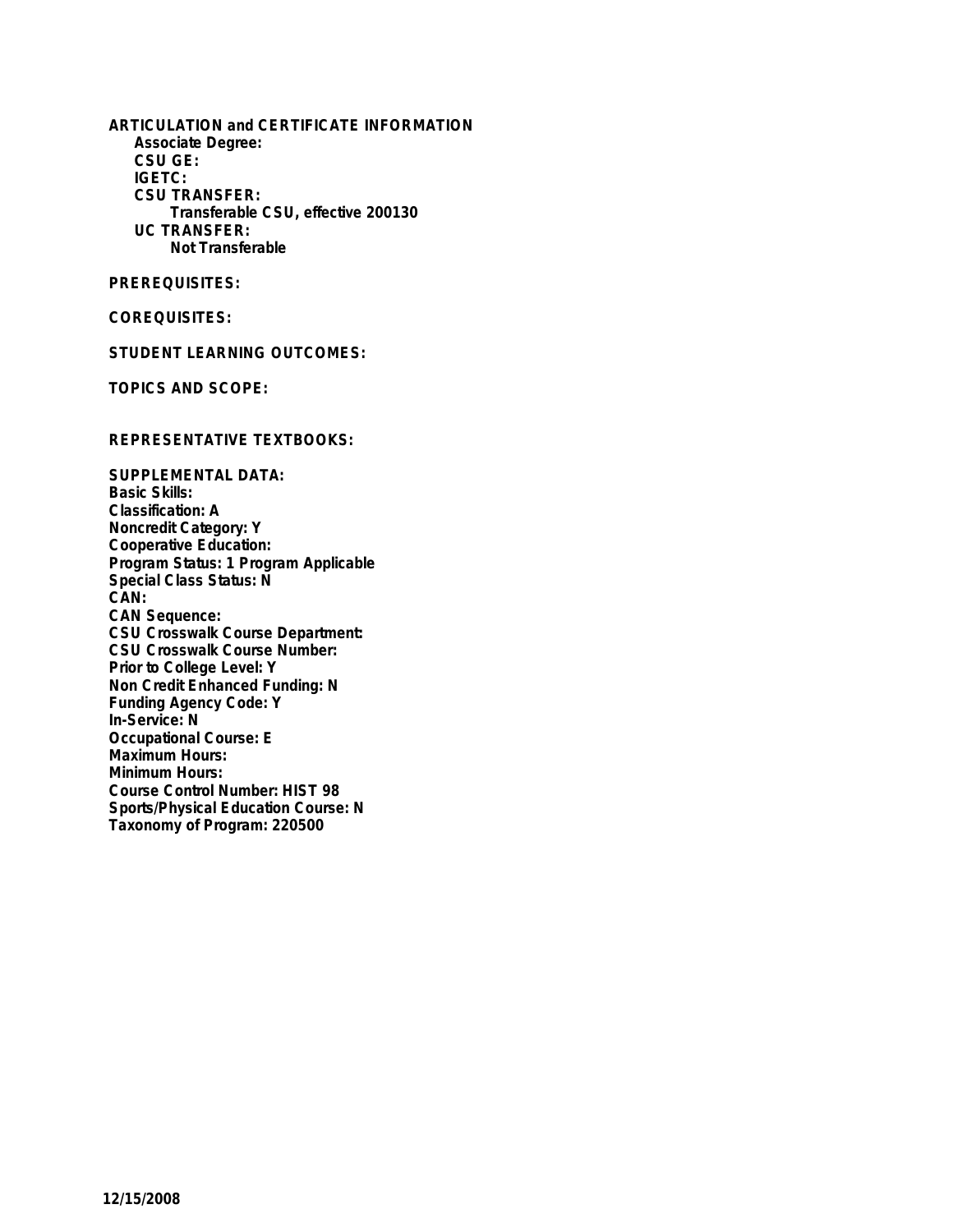**ARTICULATION and CERTIFICATE INFORMATION**

**Associate Degree:**

**CSU GE:**

**IGETC:**

**CSU TRANSFER:**

**Transferable CSU, effective 200130**

**UC TRANSFER:**

**Not Transferable**

**PREREQUISITES:**

**COREQUISITES:**

**STUDENT LEARNING OUTCOMES:**

**TOPICS AND SCOPE:**

**REPRESENTATIVE TEXTBOOKS:**

**SUPPLEMENTAL DATA:**
**Basic Skills:**
**Classification: A**
**Noncredit Category: Y**
**Cooperative Education:**
**Program Status: 1 Program Applicable**
**Special Class Status: N**
**CAN:**
**CAN Sequence:**
**CSU Crosswalk Course Department:**
**CSU Crosswalk Course Number:**
**Prior to College Level: Y**
**Non Credit Enhanced Funding: N**
**Funding Agency Code: Y**
**In-Service: N**
**Occupational Course: E**
**Maximum Hours:**
**Minimum Hours:**
**Course Control Number: HIST 98**
**Sports/Physical Education Course: N**
**Taxonomy of Program: 220500**

**12/15/2008**